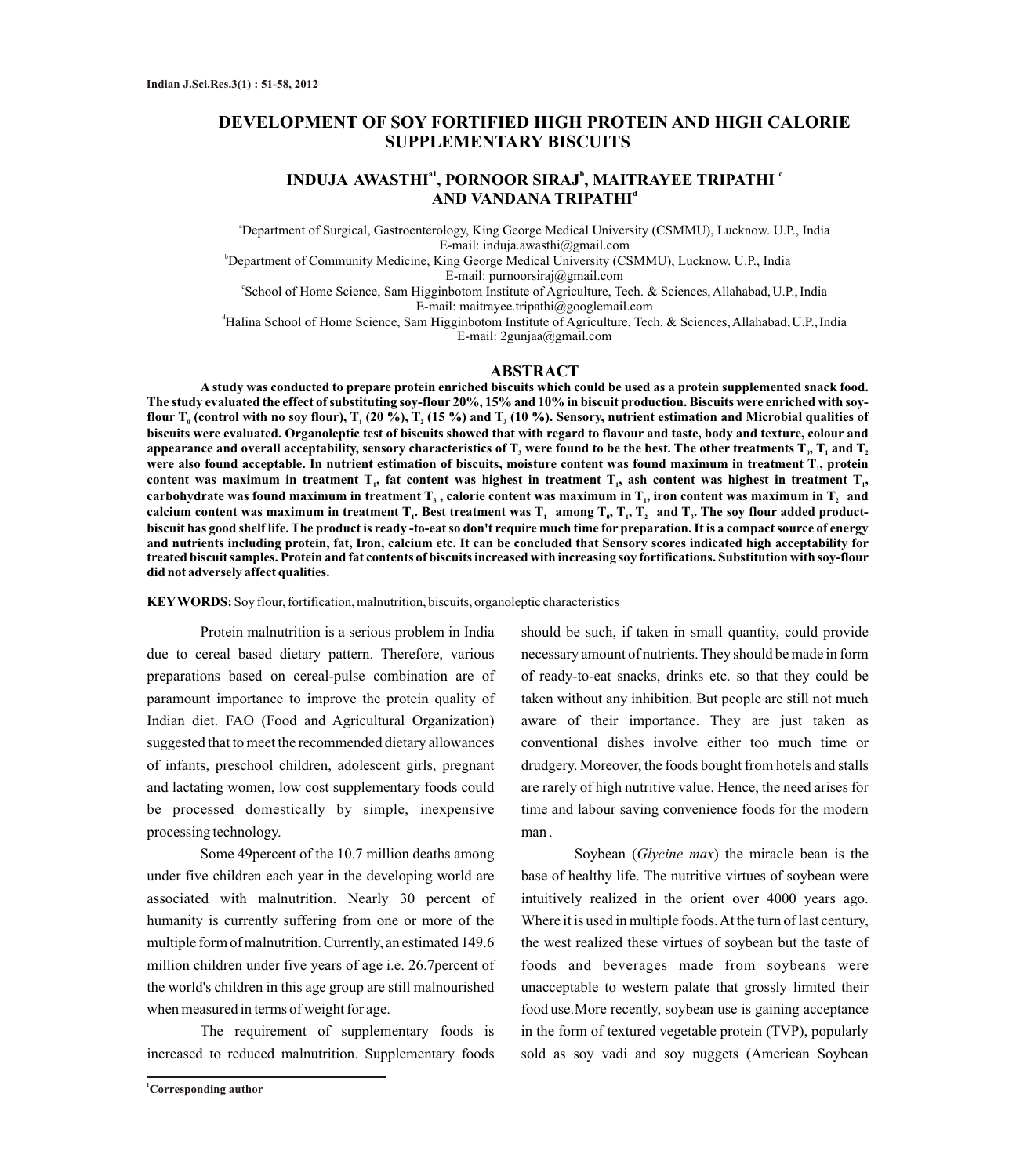# DEVELOPMENT OF SOY FORTIFIED HIGH PROTEIN AND HIGH CALORIE SUPPLEMENTARY BISCUITS

**INDUJA AWASTHI[a1], PORNOOR SIRAJ[b], MAITRAYEE TRIPATHI[c] AND VANDANA TRIPATHI[d]**

[a]Department of Surgical, Gastroenterology, King George Medical University (CSMMU), Lucknow. U.P., India
E-mail: induja.awasthi@gmail.com

[b]Department of Community Medicine, King George Medical University (CSMMU), Lucknow. U.P., India
E-mail: purnoorsiraj@gmail.com

[c]School of Home Science, Sam Higginbotom Institute of Agriculture, Tech. & Sciences, Allahabad, U.P., India
E-mail: maitrayee.tripathi@googlemail.com

[d]Halina School of Home Science, Sam Higginbotom Institute of Agriculture, Tech. & Sciences, Allahabad, U.P., India
E-mail: 2gunjaa@gmail.com

## ABSTRACT

**A study was conducted to prepare protein enriched biscuits which could be used as a protein supplemented snack food. The study evaluated the effect of substituting soy-flour 20%, 15% and 10% in biscuit production. Biscuits were enriched with soy-flour $T_0$ (control with no soy flour), $T_1$ (20 %), $T_2$ (15 %) and $T_3$ (10 %). Sensory, nutrient estimation and Microbial qualities of biscuits were evaluated. Organoleptic test of biscuits showed that with regard to flavour and taste, body and texture, colour and appearance and overall acceptability, sensory characteristics of $T_3$ were found to be the best. The other treatments $T_0$, $T_1$ and $T_2$ were also found acceptable. In nutrient estimation of biscuits, moisture content was found maximum in treatment $T_1$, protein content was maximum in treatment $T_1$, fat content was highest in treatment $T_1$, ash content was highest in treatment $T_1$, carbohydrate was found maximum in treatment $T_3$, calorie content was maximum in $T_1$, iron content was maximum in $T_2$ and calcium content was maximum in treatment $T_1$. Best treatment was $T_1$ among $T_0$, $T_1$, $T_2$ and $T_3$. The soy flour added product-biscuit has good shelf life. The product is ready -to-eat so don't require much time for preparation. It is a compact source of energy and nutrients including protein, fat, Iron, calcium etc. It can be concluded that Sensory scores indicated high acceptability for treated biscuit samples. Protein and fat contents of biscuits increased with increasing soy fortifications. Substitution with soy-flour did not adversely affect qualities.**

**KEYWORDS:** Soy flour, fortification, malnutrition, biscuits, organoleptic characteristics

Protein malnutrition is a serious problem in India due to cereal based dietary pattern. Therefore, various preparations based on cereal-pulse combination are of paramount importance to improve the protein quality of Indian diet. FAO (Food and Agricultural Organization) suggested that to meet the recommended dietary allowances of infants, preschool children, adolescent girls, pregnant and lactating women, low cost supplementary foods could be processed domestically by simple, inexpensive processing technology.

Some 49percent of the 10.7 million deaths among under five children each year in the developing world are associated with malnutrition. Nearly 30 percent of humanity is currently suffering from one or more of the multiple form of malnutrition. Currently, an estimated 149.6 million children under five years of age i.e. 26.7percent of the world's children in this age group are still malnourished when measured in terms of weight for age.

The requirement of supplementary foods is increased to reduced malnutrition. Supplementary foods should be such, if taken in small quantity, could provide necessary amount of nutrients. They should be made in form of ready-to-eat snacks, drinks etc. so that they could be taken without any inhibition. But people are still not much aware of their importance. They are just taken as conventional dishes involve either too much time or drudgery. Moreover, the foods bought from hotels and stalls are rarely of high nutritive value. Hence, the need arises for time and labour saving convenience foods for the modern man .

Soybean (*Glycine max*) the miracle bean is the base of healthy life. The nutritive virtues of soybean were intuitively realized in the orient over 4000 years ago. Where it is used in multiple foods. At the turn of last century, the west realized these virtues of soybean but the taste of foods and beverages made from soybeans were unacceptable to western palate that grossly limited their food use. More recently, soybean use is gaining acceptance in the form of textured vegetable protein (TVP), popularly sold as soy vadi and soy nuggets (American Soybean

[1]Corresponding author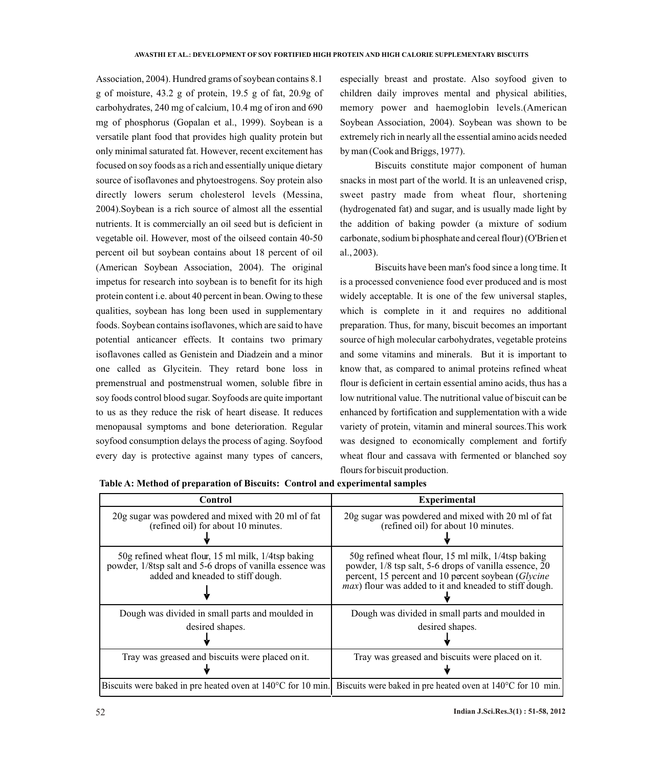Association, 2004). Hundred grams of soybean contains 8.1 g of moisture, 43.2 g of protein, 19.5 g of fat, 20.9g of carbohydrates, 240 mg of calcium, 10.4 mg of iron and 690 mg of phosphorus (Gopalan et al., 1999). Soybean is a versatile plant food that provides high quality protein but only minimal saturated fat. However, recent excitement has focused on soy foods as a rich and essentially unique dietary source of isoflavones and phytoestrogens. Soy protein also directly lowers serum cholesterol levels (Messina, 2004).Soybean is a rich source of almost all the essential nutrients. It is commercially an oil seed but is deficient in vegetable oil. However, most of the oilseed contain 40-50 percent oil but soybean contains about 18 percent of oil (American Soybean Association, 2004). The original impetus for research into soybean is to benefit for its high protein content i.e. about 40 percent in bean. Owing to these qualities, soybean has long been used in supplementary foods. Soybean contains isoflavones, which are said to have potential anticancer effects. It contains two primary isoflavones called as Genistein and Diadzein and a minor one called as Glycitein. They retard bone loss in premenstrual and postmenstrual women, soluble fibre in soy foods control blood sugar. Soyfoods are quite important to us as they reduce the risk of heart disease. It reduces menopausal symptoms and bone deterioration. Regular soyfood consumption delays the process of aging. Soyfood every day is protective against many types of cancers, especially breast and prostate. Also soyfood given to children daily improves mental and physical abilities, memory power and haemoglobin levels.(American Soybean Association, 2004). Soybean was shown to be extremely rich in nearly all the essential amino acids needed by man (Cook and Briggs, 1977).

Biscuits constitute major component of human snacks in most part of the world. It is an unleavened crisp, sweet pastry made from wheat flour, shortening (hydrogenated fat) and sugar, and is usually made light by the addition of baking powder (a mixture of sodium carbonate, sodium bi phosphate and cereal flour) (O'Brien et al., 2003).

Biscuits have been man's food since a long time. It is a processed convenience food ever produced and is most widely acceptable. It is one of the few universal staples, which is complete in it and requires no additional preparation. Thus, for many, biscuit becomes an important source of high molecular carbohydrates, vegetable proteins and some vitamins and minerals. But it is important to know that, as compared to animal proteins refined wheat flour is deficient in certain essential amino acids, thus has a low nutritional value. The nutritional value of biscuit can be enhanced by fortification and supplementation with a wide variety of protein, vitamin and mineral sources.This work was designed to economically complement and fortify wheat flour and cassava with fermented or blanched soy flours for biscuit production.

**Table A: Method of preparation of Biscuits: Control and experimental samples**

| Control | Experimental |
|---|---|
| 20g sugar was powdered and mixed with 20 ml of fat (refined oil) for about 10 minutes. ↓ | 20g sugar was powdered and mixed with 20 ml of fat (refined oil) for about 10 minutes. ↓ |
| 50g refined wheat flour, 15 ml milk, 1/4tsp baking powder, 1/8tsp salt and 5-6 drops of vanilla essence was added and kneaded to stiff dough. ↓ | 50g refined wheat flour, 15 ml milk, 1/4tsp baking powder, 1/8 tsp salt, 5-6 drops of vanilla essence, 20 percent, 15 percent and 10 percent soybean (*Glycine max*) flour was added to it and kneaded to stiff dough. ↓ |
| Dough was divided in small parts and moulded in desired shapes. ↓ | Dough was divided in small parts and moulded in desired shapes. ↓ |
| Tray was greased and biscuits were placed on it. ↓ | Tray was greased and biscuits were placed on it. ↓ |
| Biscuits were baked in pre heated oven at 140°C for 10 min. | Biscuits were baked in pre heated oven at 140°C for 10 min. |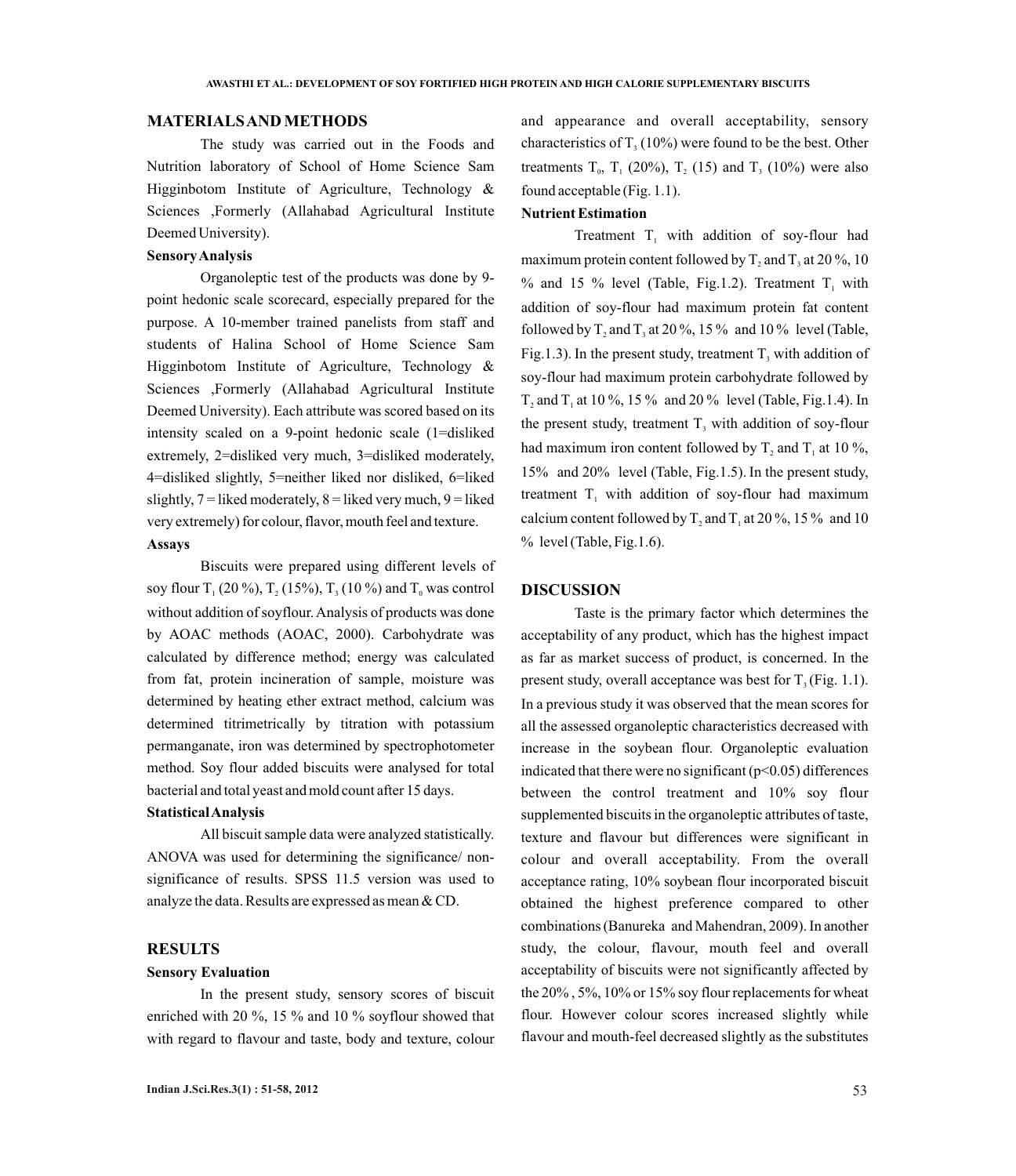## MATERIALS AND METHODS

The study was carried out in the Foods and Nutrition laboratory of School of Home Science Sam Higginbotom Institute of Agriculture, Technology & Sciences ,Formerly (Allahabad Agricultural Institute Deemed University).

### Sensory Analysis

Organoleptic test of the products was done by 9-point hedonic scale scorecard, especially prepared for the purpose. A 10-member trained panelists from staff and students of Halina School of Home Science Sam Higginbotom Institute of Agriculture, Technology & Sciences ,Formerly (Allahabad Agricultural Institute Deemed University). Each attribute was scored based on its intensity scaled on a 9-point hedonic scale (1=disliked extremely, 2=disliked very much, 3=disliked moderately, 4=disliked slightly, 5=neither liked nor disliked, 6=liked slightly, 7 = liked moderately, 8 = liked very much, 9 = liked very extremely) for colour, flavor, mouth feel and texture.

### Assays

Biscuits were prepared using different levels of soy flour $T_1$ (20 %), $T_2$ (15%), $T_3$ (10 %) and $T_0$ was control without addition of soyflour. Analysis of products was done by AOAC methods (AOAC, 2000). Carbohydrate was calculated by difference method; energy was calculated from fat, protein incineration of sample, moisture was determined by heating ether extract method, calcium was determined titrimetrically by titration with potassium permanganate, iron was determined by spectrophotometer method. Soy flour added biscuits were analysed for total bacterial and total yeast and mold count after 15 days.

### Statistical Analysis

All biscuit sample data were analyzed statistically. ANOVA was used for determining the significance/ non-significance of results. SPSS 11.5 version was used to analyze the data. Results are expressed as mean & CD.

## RESULTS

### Sensory Evaluation

In the present study, sensory scores of biscuit enriched with 20 %, 15 % and 10 % soyflour showed that with regard to flavour and taste, body and texture, colour and appearance and overall acceptability, sensory characteristics of $T_3$ (10%) were found to be the best. Other treatments $T_0$, $T_1$ (20%), $T_2$ (15) and $T_3$ (10%) were also found acceptable (Fig. 1.1).

### Nutrient Estimation

Treatment $T_1$ with addition of soy-flour had maximum protein content followed by $T_2$ and $T_3$ at 20 %, 10 % and 15 % level (Table, Fig.1.2). Treatment $T_1$ with addition of soy-flour had maximum protein fat content followed by $T_2$ and $T_3$ at 20 %, 15 % and 10 % level (Table, Fig.1.3). In the present study, treatment $T_3$ with addition of soy-flour had maximum protein carbohydrate followed by $T_2$ and $T_1$ at 10 %, 15 % and 20 % level (Table, Fig.1.4). In the present study, treatment $T_3$ with addition of soy-flour had maximum iron content followed by $T_2$ and $T_1$ at 10 %, 15% and 20% level (Table, Fig.1.5). In the present study, treatment $T_1$ with addition of soy-flour had maximum calcium content followed by $T_2$ and $T_1$ at 20 %, 15 % and 10 % level (Table, Fig.1.6).

## DISCUSSION

Taste is the primary factor which determines the acceptability of any product, which has the highest impact as far as market success of product, is concerned. In the present study, overall acceptance was best for $T_3$ (Fig. 1.1). In a previous study it was observed that the mean scores for all the assessed organoleptic characteristics decreased with increase in the soybean flour. Organoleptic evaluation indicated that there were no significant ($p<0.05$) differences between the control treatment and 10% soy flour supplemented biscuits in the organoleptic attributes of taste, texture and flavour but differences were significant in colour and overall acceptability. From the overall acceptance rating, 10% soybean flour incorporated biscuit obtained the highest preference compared to other combinations (Banureka and Mahendran, 2009). In another study, the colour, flavour, mouth feel and overall acceptability of biscuits were not significantly affected by the 20% , 5%, 10% or 15% soy flour replacements for wheat flour. However colour scores increased slightly while flavour and mouth-feel decreased slightly as the substitutes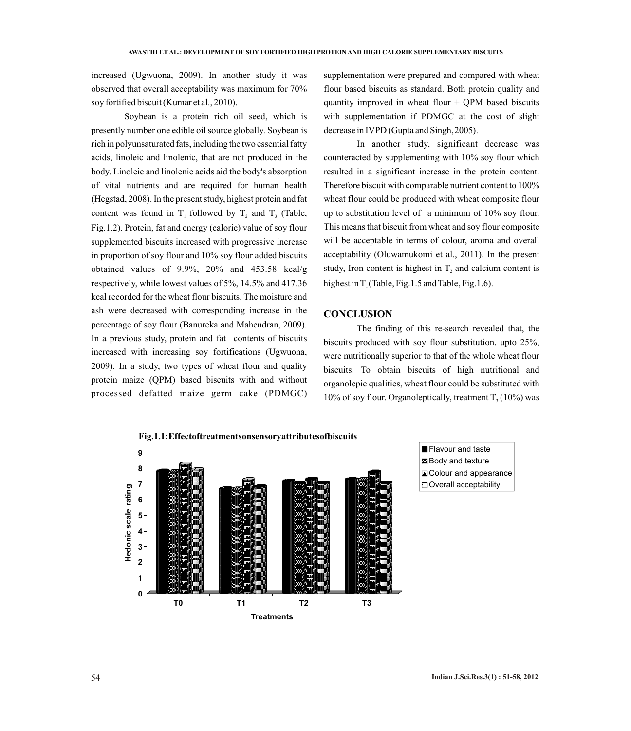increased (Ugwuona, 2009). In another study it was observed that overall acceptability was maximum for 70% soy fortified biscuit (Kumar et al., 2010).

Soybean is a protein rich oil seed, which is presently number one edible oil source globally. Soybean is rich in polyunsaturated fats, including the two essential fatty acids, linoleic and linolenic, that are not produced in the body. Linoleic and linolenic acids aid the body's absorption of vital nutrients and are required for human health (Hegstad, 2008). In the present study, highest protein and fat content was found in $T_1$ followed by $T_2$ and $T_3$ (Table, Fig.1.2). Protein, fat and energy (calorie) value of soy flour supplemented biscuits increased with progressive increase in proportion of soy flour and 10% soy flour added biscuits obtained values of 9.9%, 20% and 453.58 kcal/g respectively, while lowest values of 5%, 14.5% and 417.36 kcal recorded for the wheat flour biscuits. The moisture and ash were decreased with corresponding increase in the percentage of soy flour (Banureka and Mahendran, 2009). In a previous study, protein and fat contents of biscuits increased with increasing soy fortifications (Ugwuona, 2009). In a study, two types of wheat flour and quality protein maize (QPM) based biscuits with and without processed defatted maize germ cake (PDMGC) supplementation were prepared and compared with wheat flour based biscuits as standard. Both protein quality and quantity improved in wheat flour + QPM based biscuits with supplementation if PDMGC at the cost of slight decrease in IVPD (Gupta and Singh, 2005).

In another study, significant decrease was counteracted by supplementing with 10% soy flour which resulted in a significant increase in the protein content. Therefore biscuit with comparable nutrient content to 100% wheat flour could be produced with wheat composite flour up to substitution level of a minimum of 10% soy flour. This means that biscuit from wheat and soy flour composite will be acceptable in terms of colour, aroma and overall acceptability (Oluwamukomi et al., 2011). In the present study, Iron content is highest in $T_2$ and calcium content is highest in $T_1$ (Table, Fig.1.5 and Table, Fig.1.6).

## CONCLUSION

The finding of this re-search revealed that, the biscuits produced with soy flour substitution, upto 25%, were nutritionally superior to that of the whole wheat flour biscuits. To obtain biscuits of high nutritional and organolepic qualities, wheat flour could be substituted with 10% of soy flour. Organoleptically, treatment $T_3$ (10%) was

**Fig.1.1: Effect of treatments on sensory attributes of biscuits**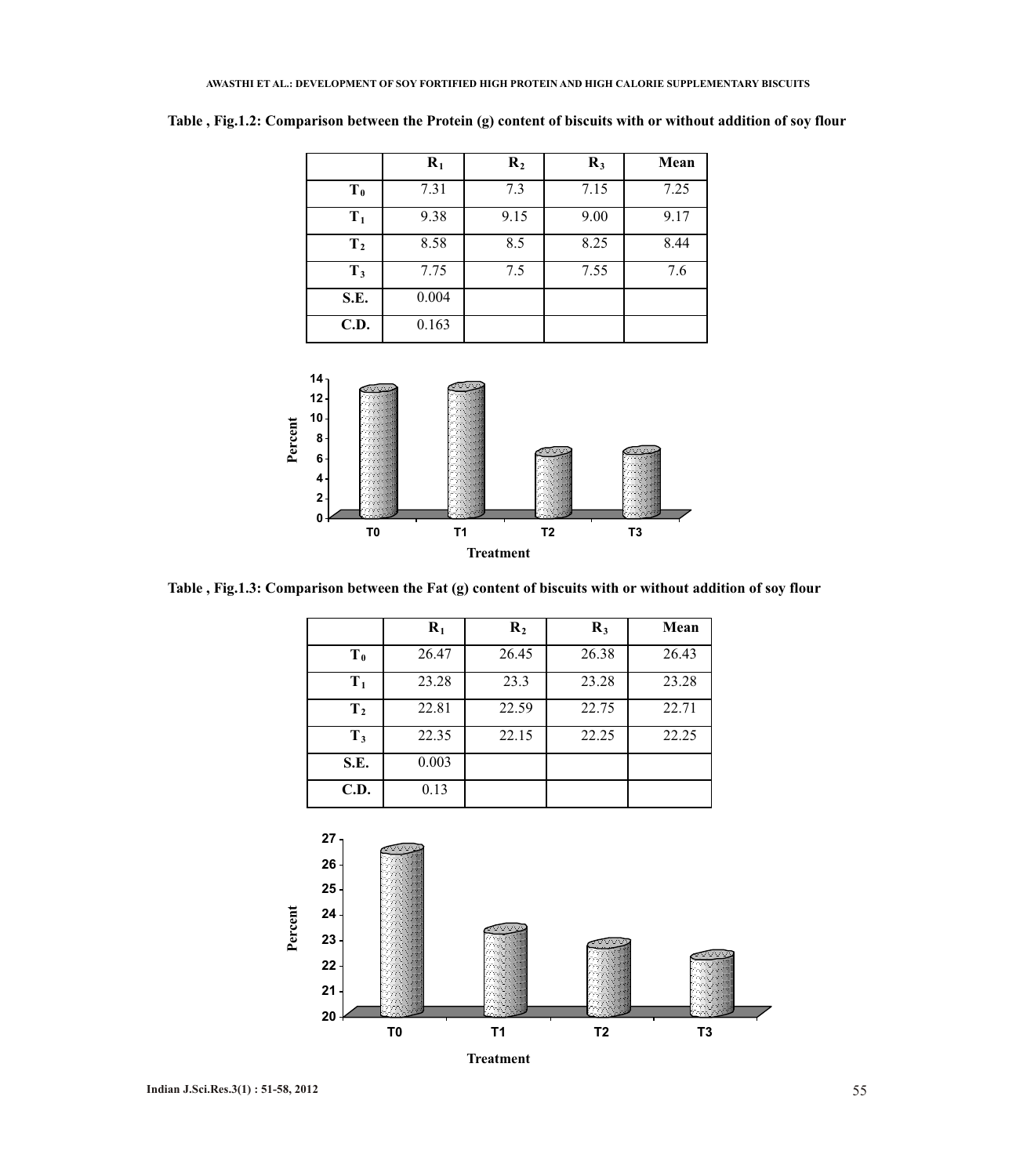**Table , Fig.1.2: Comparison between the Protein (g) content of biscuits with or without addition of soy flour**

| | $R_1$ | $R_2$ | $R_3$ | Mean |
|---|---|---|---|---|
| $T_0$ | 7.31 | 7.3 | 7.15 | 7.25 |
| $T_1$ | 9.38 | 9.15 | 9.00 | 9.17 |
| $T_2$ | 8.58 | 8.5 | 8.25 | 8.44 |
| $T_3$ | 7.75 | 7.5 | 7.55 | 7.6 |
| S.E. | 0.004 | | | |
| C.D. | 0.163 | | | |

**Table , Fig.1.3: Comparison between the Fat (g) content of biscuits with or without addition of soy flour**

| | $R_1$ | $R_2$ | $R_3$ | Mean |
|---|---|---|---|---|
| $T_0$ | 26.47 | 26.45 | 26.38 | 26.43 |
| $T_1$ | 23.28 | 23.3 | 23.28 | 23.28 |
| $T_2$ | 22.81 | 22.59 | 22.75 | 22.71 |
| $T_3$ | 22.35 | 22.15 | 22.25 | 22.25 |
| S.E. | 0.003 | | | |
| C.D. | 0.13 | | | |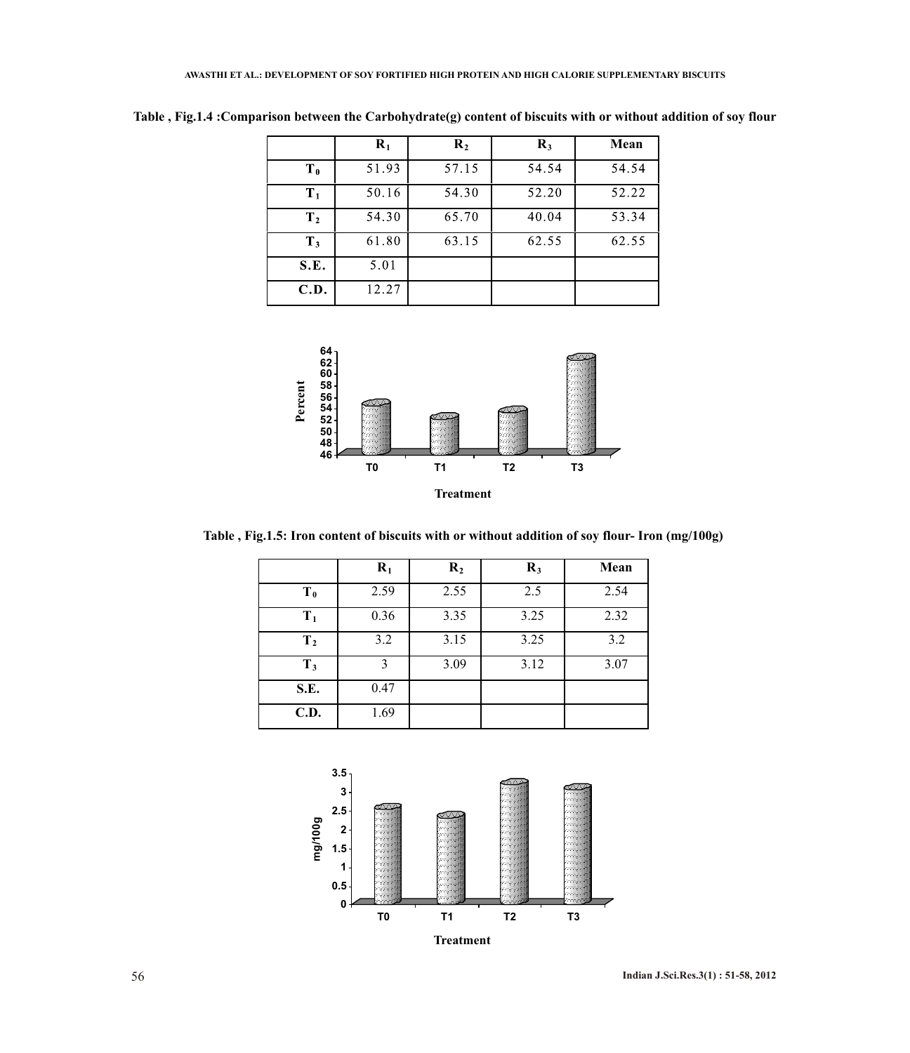**Table , Fig.1.4 :Comparison between the Carbohydrate(g) content of biscuits with or without addition of soy flour**

| | $R_1$ | $R_2$ | $R_3$ | Mean |
|---|---|---|---|---|
| $T_0$ | 51.93 | 57.15 | 54.54 | 54.54 |
| $T_1$ | 50.16 | 54.30 | 52.20 | 52.22 |
| $T_2$ | 54.30 | 65.70 | 40.04 | 53.34 |
| $T_3$ | 61.80 | 63.15 | 62.55 | 62.55 |
| S.E. | 5.01 | | | |
| C.D. | 12.27 | | | |

**Table , Fig.1.5: Iron content of biscuits with or without addition of soy flour- Iron (mg/100g)**

| | $R_1$ | $R_2$ | $R_3$ | Mean |
|---|---|---|---|---|
| $T_0$ | 2.59 | 2.55 | 2.5 | 2.54 |
| $T_1$ | 0.36 | 3.35 | 3.25 | 2.32 |
| $T_2$ | 3.2 | 3.15 | 3.25 | 3.2 |
| $T_3$ | 3 | 3.09 | 3.12 | 3.07 |
| S.E. | 0.47 | | | |
| C.D. | 1.69 | | | |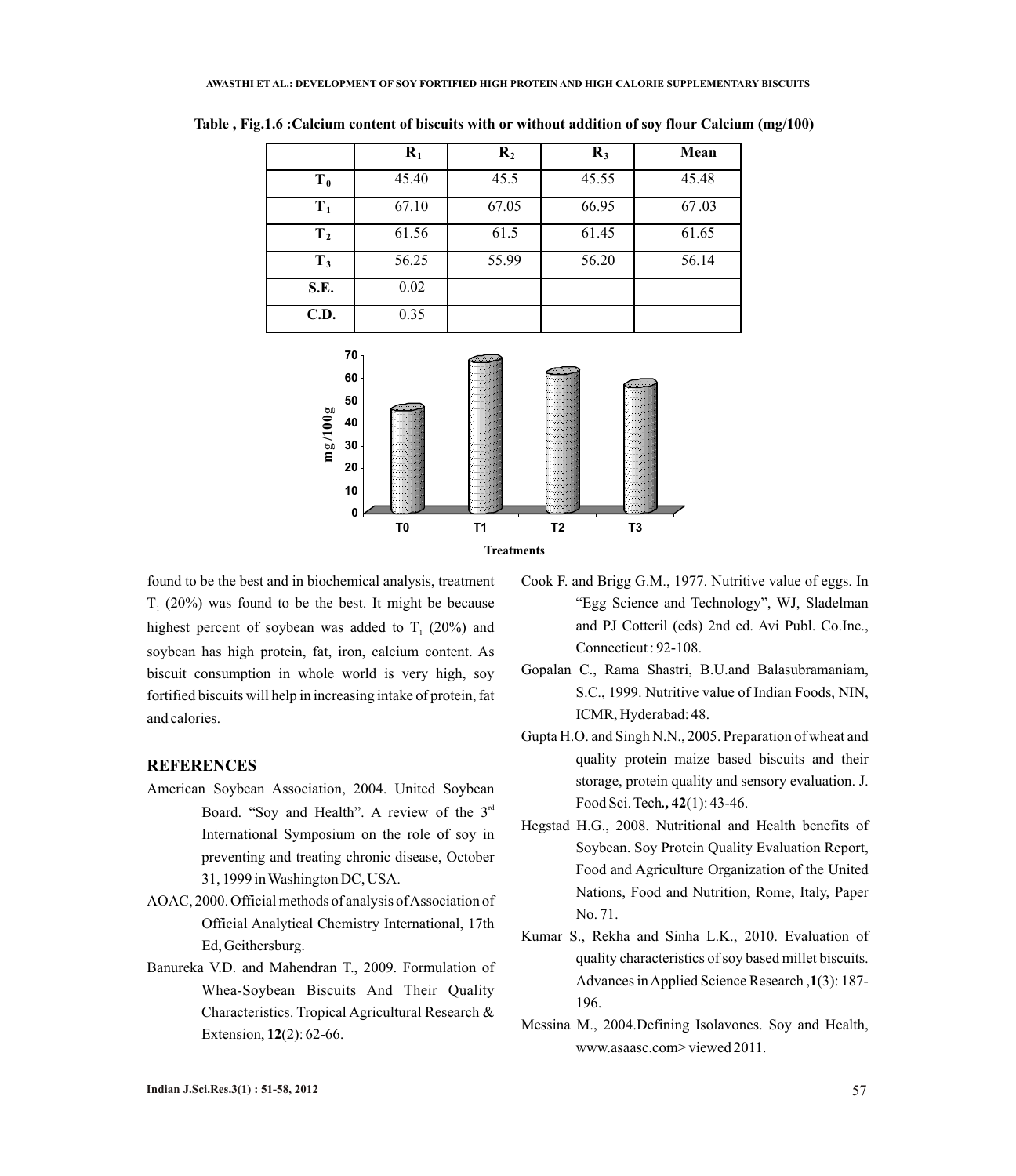Table , Fig.1.6 :Calcium content of biscuits with or without addition of soy flour Calcium (mg/100)

| | $R_1$ | $R_2$ | $R_3$ | Mean |
|---|---|---|---|---|
| $T_0$ | 45.40 | 45.5 | 45.55 | 45.48 |
| $T_1$ | 67.10 | 67.05 | 66.95 | 67 .03 |
| $T_2$ | 61.56 | 61.5 | 61.45 | 61.65 |
| $T_3$ | 56.25 | 55.99 | 56.20 | 56.14 |
| S.E. | 0.02 | | | |
| C.D. | 0.35 | | | |

found to be the best and in biochemical analysis, treatment $T_1$ (20%) was found to be the best. It might be because highest percent of soybean was added to $T_1$ (20%) and soybean has high protein, fat, iron, calcium content. As biscuit consumption in whole world is very high, soy fortified biscuits will help in increasing intake of protein, fat and calories.

## REFERENCES

American Soybean Association, 2004. United Soybean Board. "Soy and Health". A review of the 3rd International Symposium on the role of soy in preventing and treating chronic disease, October 31, 1999 in Washington DC, USA.

AOAC, 2000. Official methods of analysis of Association of Official Analytical Chemistry International, 17th Ed, Geithersburg.

Banureka V.D. and Mahendran T., 2009. Formulation of Whea-Soybean Biscuits And Their Quality Characteristics. Tropical Agricultural Research & Extension, **12**(2): 62-66.

Cook F. and Brigg G.M., 1977. Nutritive value of eggs. In "Egg Science and Technology", WJ, Sladelman and PJ Cotteril (eds) 2nd ed. Avi Publ. Co.Inc., Connecticut : 92-108.

Gopalan C., Rama Shastri, B.U.and Balasubramaniam, S.C., 1999. Nutritive value of Indian Foods, NIN, ICMR, Hyderabad: 48.

Gupta H.O. and Singh N.N., 2005. Preparation of wheat and quality protein maize based biscuits and their storage, protein quality and sensory evaluation. J. Food Sci. Tech**., 42**(1): 43-46.

Hegstad H.G., 2008. Nutritional and Health benefits of Soybean. Soy Protein Quality Evaluation Report, Food and Agriculture Organization of the United Nations, Food and Nutrition, Rome, Italy, Paper No. 71.

Kumar S., Rekha and Sinha L.K., 2010. Evaluation of quality characteristics of soy based millet biscuits. Advances in Applied Science Research ,**1**(3): 187-196.

Messina M., 2004.Defining Isolavones. Soy and Health, www.asaasc.com> viewed 2011.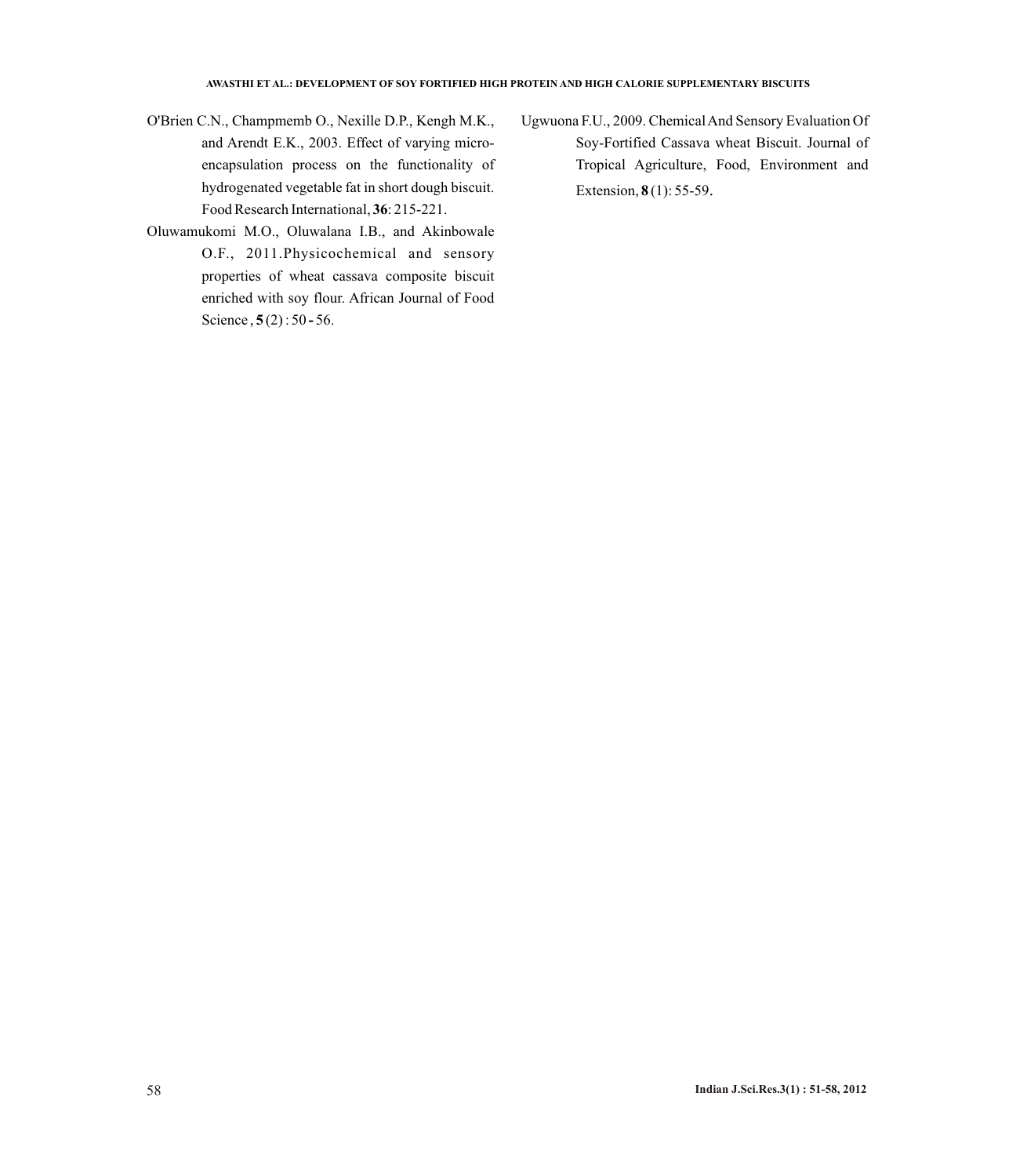O'Brien C.N., Champmemb O., Nexille D.P., Kengh M.K., and Arendt E.K., 2003. Effect of varying micro-encapsulation process on the functionality of hydrogenated vegetable fat in short dough biscuit. Food Research International, **36**: 215-221.

Oluwamukomi M.O., Oluwalana I.B., and Akinbowale O.F., 2011.Physicochemical and sensory properties of wheat cassava composite biscuit enriched with soy flour. African Journal of Food Science , **5** (2) : 50 - 56.

Ugwuona F.U., 2009. Chemical And Sensory Evaluation Of Soy-Fortified Cassava wheat Biscuit. Journal of Tropical Agriculture, Food, Environment and Extension, **8** (1): 55-59.